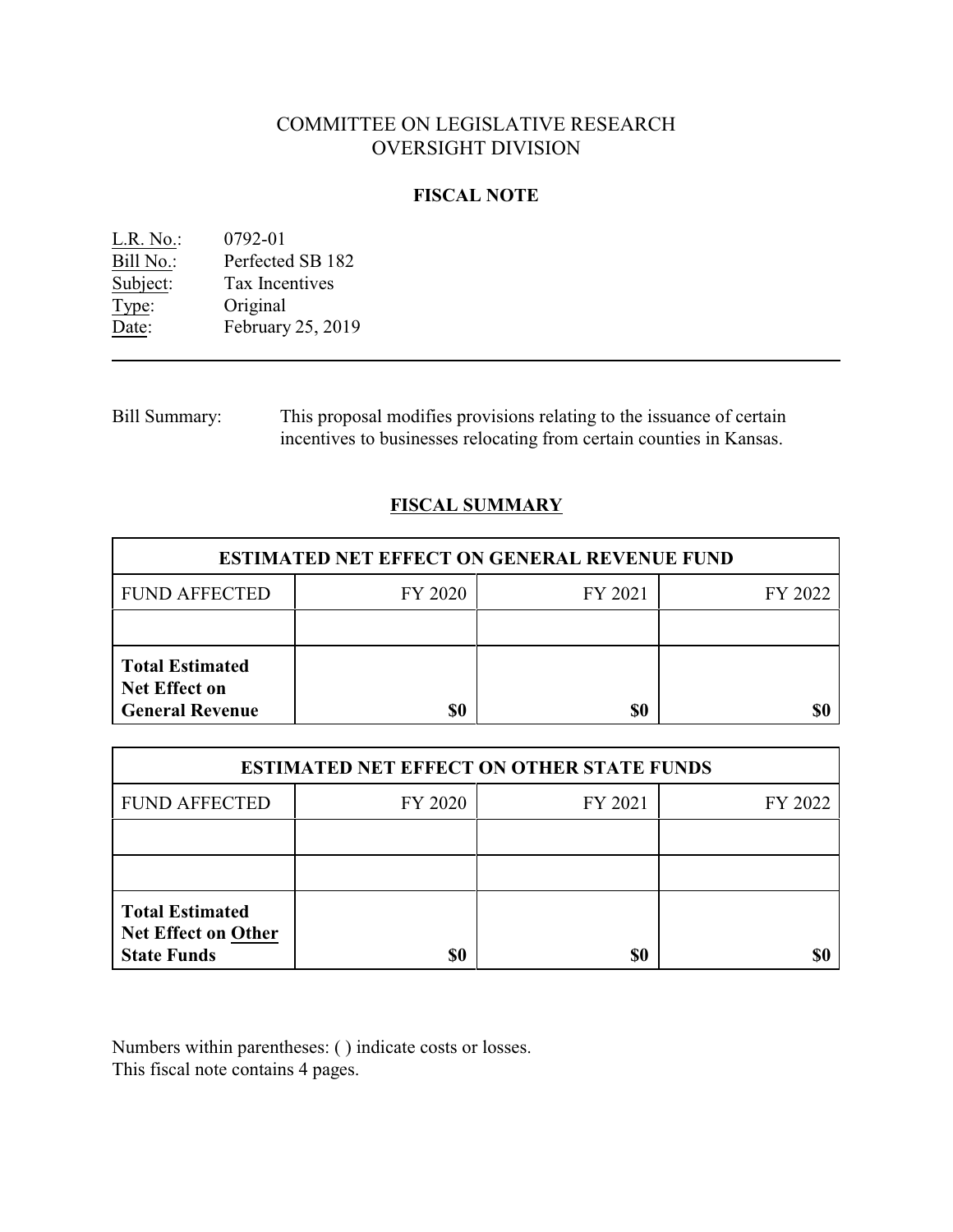# COMMITTEE ON LEGISLATIVE RESEARCH
# OVERSIGHT DIVISION

## FISCAL NOTE

L.R. No.: 0792-01
Bill No.: Perfected SB 182
Subject: Tax Incentives
Type: Original
Date: February 25, 2019

---

Bill Summary: This proposal modifies provisions relating to the issuance of certain incentives to businesses relocating from certain counties in Kansas.

## FISCAL SUMMARY

| ESTIMATED NET EFFECT ON GENERAL REVENUE FUND | | | |
|---|---|---|---|
| FUND AFFECTED | FY 2020 | FY 2021 | FY 2022 |
| | | | |
| **Total Estimated Net Effect on General Revenue** | **$0** | **$0** | **$0** |

| ESTIMATED NET EFFECT ON OTHER STATE FUNDS | | | |
|---|---|---|---|
| FUND AFFECTED | FY 2020 | FY 2021 | FY 2022 |
| | | | |
| | | | |
| **Total Estimated Net Effect on Other State Funds** | **$0** | **$0** | **$0** |

Numbers within parentheses: ( ) indicate costs or losses.
This fiscal note contains 4 pages.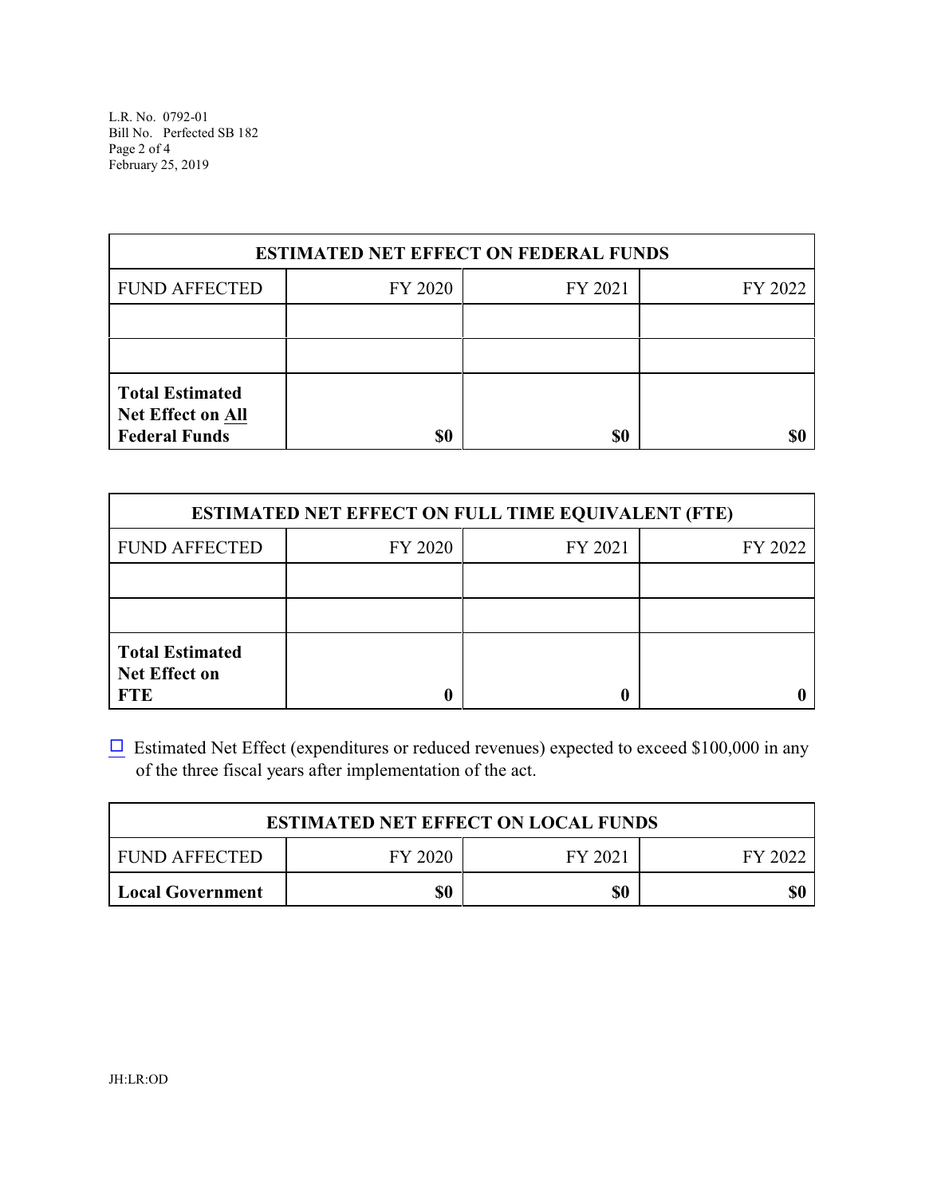| ESTIMATED NET EFFECT ON FEDERAL FUNDS | | | |
|---|---|---|---|
| FUND AFFECTED | FY 2020 | FY 2021 | FY 2022 |
| | | | |
| | | | |
| **Total Estimated Net Effect on All Federal Funds** | **$0** | **$0** | **$0** |

| ESTIMATED NET EFFECT ON FULL TIME EQUIVALENT (FTE) | | | |
|---|---|---|---|
| FUND AFFECTED | FY 2020 | FY 2021 | FY 2022 |
| | | | |
| | | | |
| **Total Estimated Net Effect on FTE** | **0** | **0** | **0** |

☐ Estimated Net Effect (expenditures or reduced revenues) expected to exceed $100,000 in any of the three fiscal years after implementation of the act.

| ESTIMATED NET EFFECT ON LOCAL FUNDS | | | |
|---|---|---|---|
| FUND AFFECTED | FY 2020 | FY 2021 | FY 2022 |
| **Local Government** | **$0** | **$0** | **$0** |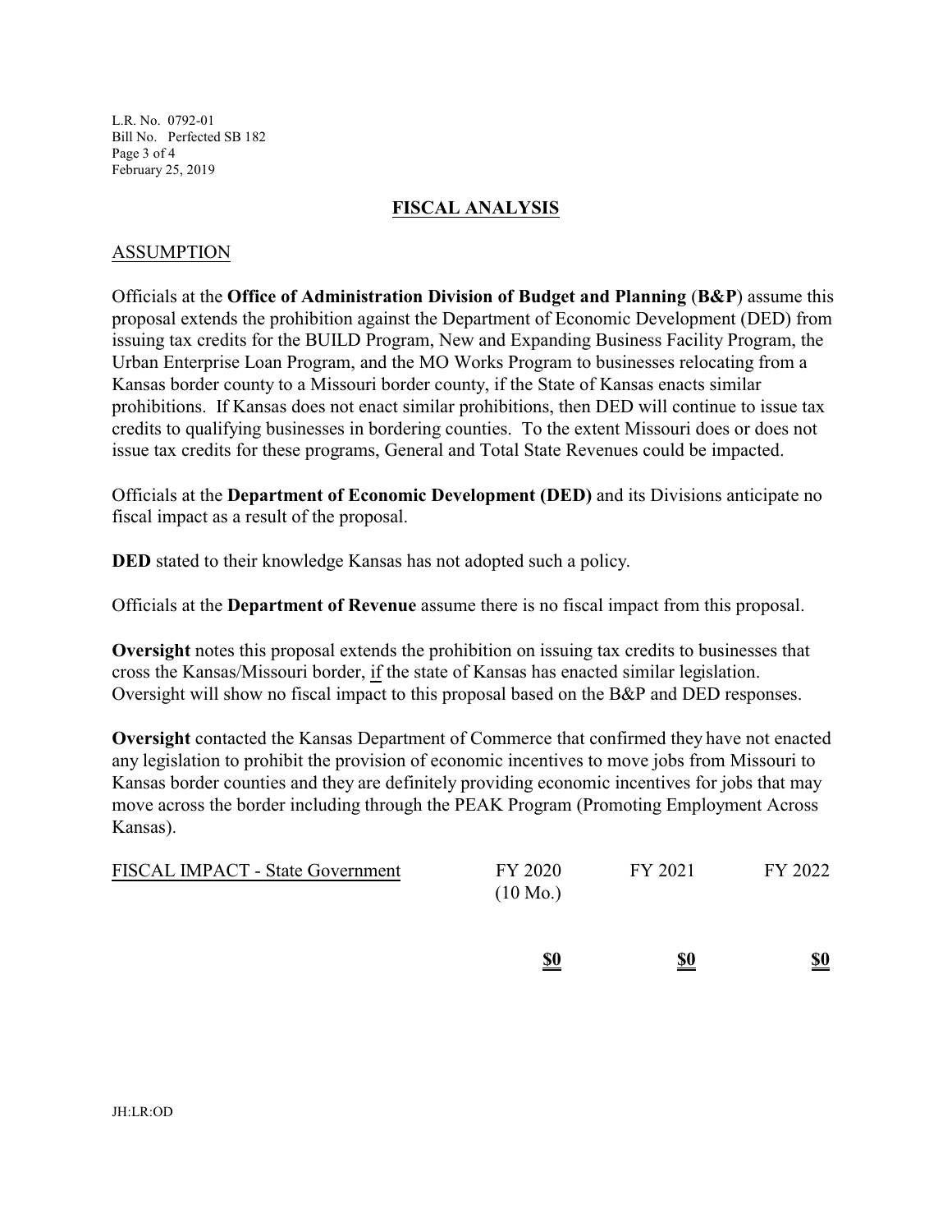## FISCAL ANALYSIS

### ASSUMPTION

Officials at the **Office of Administration Division of Budget and Planning** (**B&P**) assume this proposal extends the prohibition against the Department of Economic Development (DED) from issuing tax credits for the BUILD Program, New and Expanding Business Facility Program, the Urban Enterprise Loan Program, and the MO Works Program to businesses relocating from a Kansas border county to a Missouri border county, if the State of Kansas enacts similar prohibitions. If Kansas does not enact similar prohibitions, then DED will continue to issue tax credits to qualifying businesses in bordering counties. To the extent Missouri does or does not issue tax credits for these programs, General and Total State Revenues could be impacted.

Officials at the **Department of Economic Development (DED)** and its Divisions anticipate no fiscal impact as a result of the proposal.

**DED** stated to their knowledge Kansas has not adopted such a policy.

Officials at the **Department of Revenue** assume there is no fiscal impact from this proposal.

**Oversight** notes this proposal extends the prohibition on issuing tax credits to businesses that cross the Kansas/Missouri border, if the state of Kansas has enacted similar legislation. Oversight will show no fiscal impact to this proposal based on the B&P and DED responses.

**Oversight** contacted the Kansas Department of Commerce that confirmed they have not enacted any legislation to prohibit the provision of economic incentives to move jobs from Missouri to Kansas border counties and they are definitely providing economic incentives for jobs that may move across the border including through the PEAK Program (Promoting Employment Across Kansas).

| FISCAL IMPACT - State Government | FY 2020 (10 Mo.) | FY 2021 | FY 2022 |
|---|---|---|---|
| | **$0** | **$0** | **$0** |

JH:LR:OD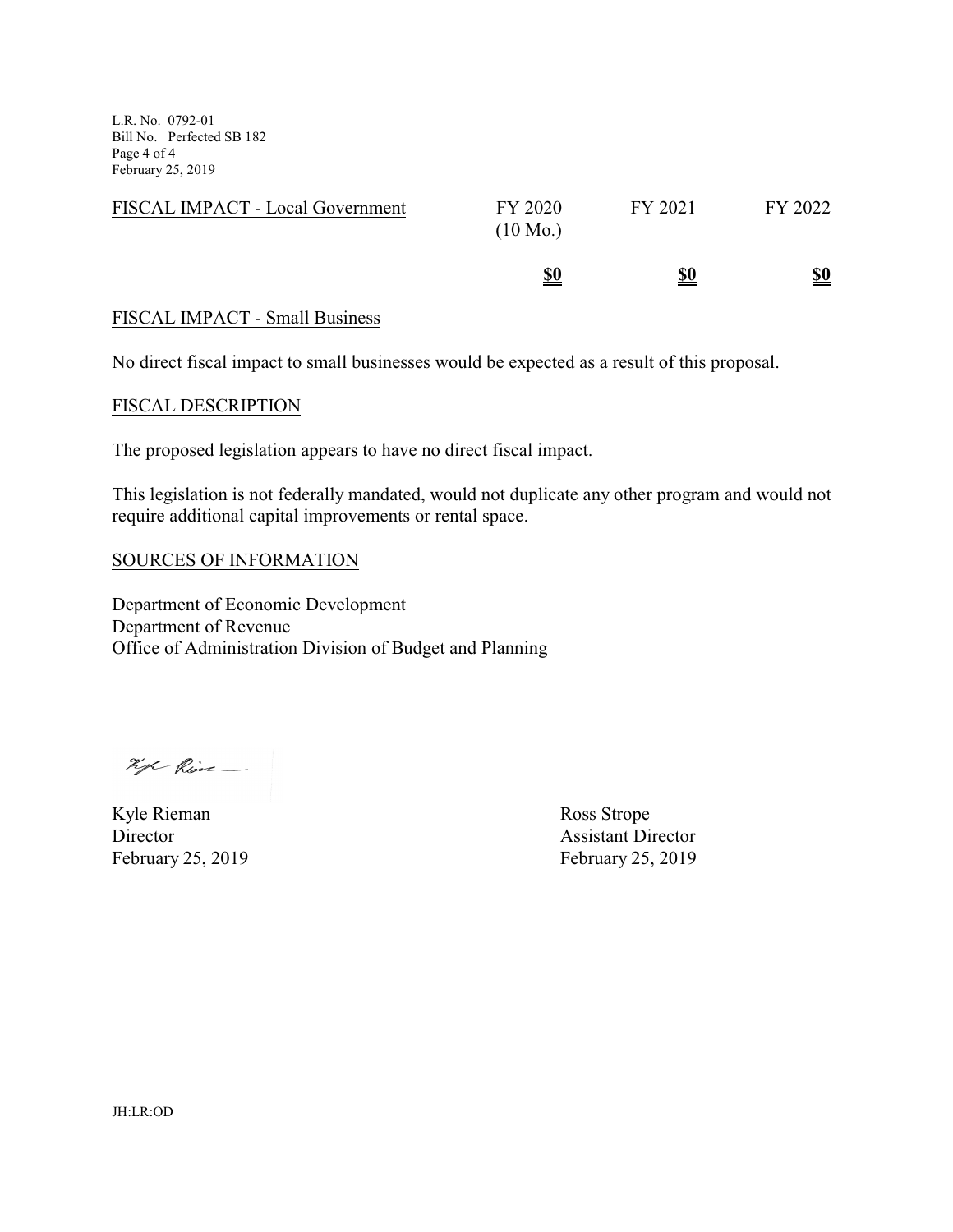| FISCAL IMPACT - Local Government | FY 2020 (10 Mo.) | FY 2021 | FY 2022 |
| --- | --- | --- | --- |
| | **$0** | **$0** | **$0** |

## FISCAL IMPACT - Small Business

No direct fiscal impact to small businesses would be expected as a result of this proposal.

## FISCAL DESCRIPTION

The proposed legislation appears to have no direct fiscal impact.

This legislation is not federally mandated, would not duplicate any other program and would not require additional capital improvements or rental space.

## SOURCES OF INFORMATION

Department of Economic Development
Department of Revenue
Office of Administration Division of Budget and Planning

Kyle Rieman
Director
February 25, 2019

Ross Strope
Assistant Director
February 25, 2019

JH:LR:OD